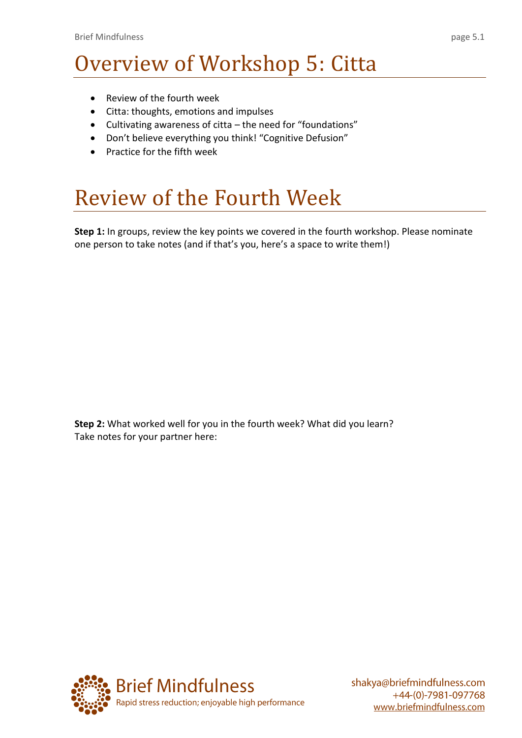# Overview of Workshop 5: Citta

- Review of the fourth week
- Citta: thoughts, emotions and impulses
- Cultivating awareness of citta – the need for "foundations"
- Don't believe everything you think! "Cognitive Defusion"
- Practice for the fifth week

# Review of the Fourth Week

**Step 1:** In groups, review the key points we covered in the fourth workshop. Please nominate one person to take notes (and if that's you, here's a space to write them!)

**Step 2:** What worked well for you in the fourth week? What did you learn?
Take notes for your partner here: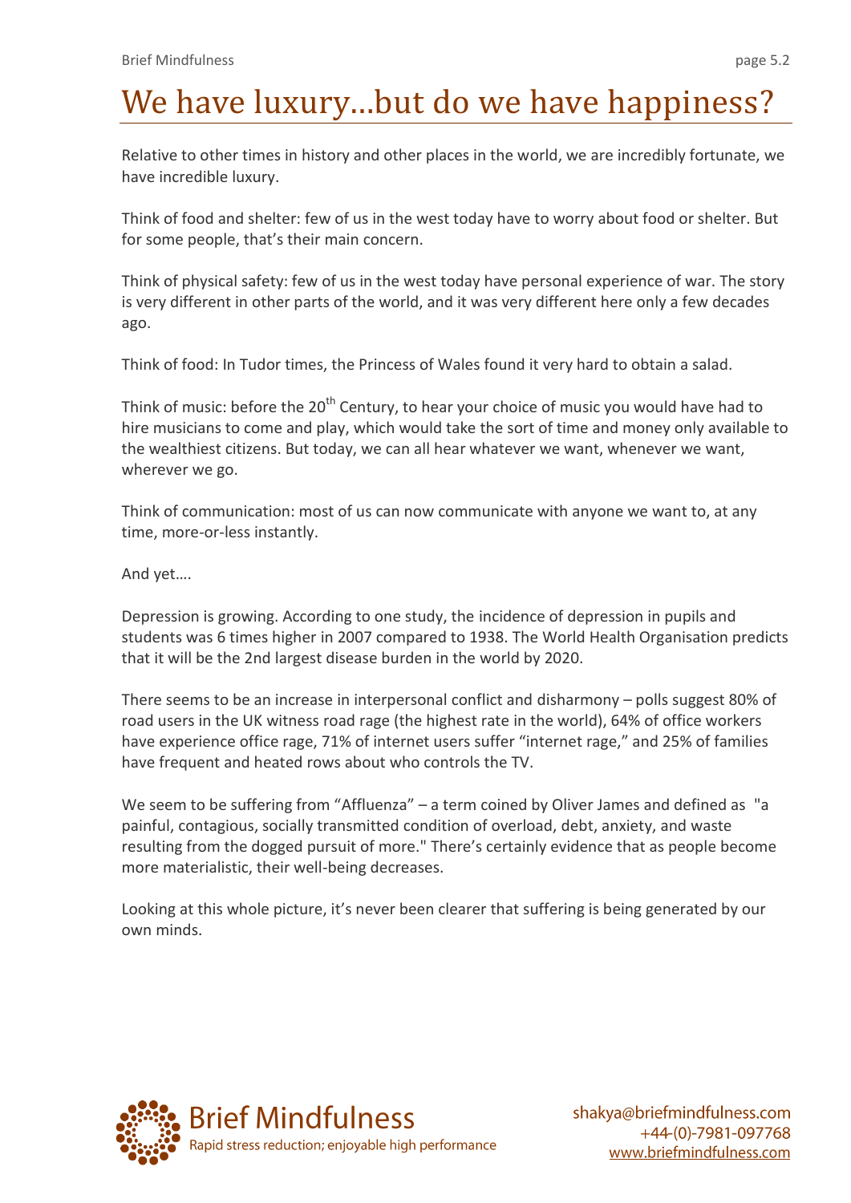# We have luxury…but do we have happiness?

Relative to other times in history and other places in the world, we are incredibly fortunate, we have incredible luxury.

Think of food and shelter: few of us in the west today have to worry about food or shelter. But for some people, that's their main concern.

Think of physical safety: few of us in the west today have personal experience of war. The story is very different in other parts of the world, and it was very different here only a few decades ago.

Think of food: In Tudor times, the Princess of Wales found it very hard to obtain a salad.

Think of music: before the 20th Century, to hear your choice of music you would have had to hire musicians to come and play, which would take the sort of time and money only available to the wealthiest citizens. But today, we can all hear whatever we want, whenever we want, wherever we go.

Think of communication: most of us can now communicate with anyone we want to, at any time, more-or-less instantly.

And yet….

Depression is growing. According to one study, the incidence of depression in pupils and students was 6 times higher in 2007 compared to 1938. The World Health Organisation predicts that it will be the 2nd largest disease burden in the world by 2020.

There seems to be an increase in interpersonal conflict and disharmony – polls suggest 80% of road users in the UK witness road rage (the highest rate in the world), 64% of office workers have experience office rage, 71% of internet users suffer "internet rage," and 25% of families have frequent and heated rows about who controls the TV.

We seem to be suffering from "Affluenza" – a term coined by Oliver James and defined as "a painful, contagious, socially transmitted condition of overload, debt, anxiety, and waste resulting from the dogged pursuit of more." There's certainly evidence that as people become more materialistic, their well-being decreases.

Looking at this whole picture, it's never been clearer that suffering is being generated by our own minds.

Brief Mindfulness
Rapid stress reduction; enjoyable high performance

shakya@briefmindfulness.com
+44-(0)-7981-097768
www.briefmindfulness.com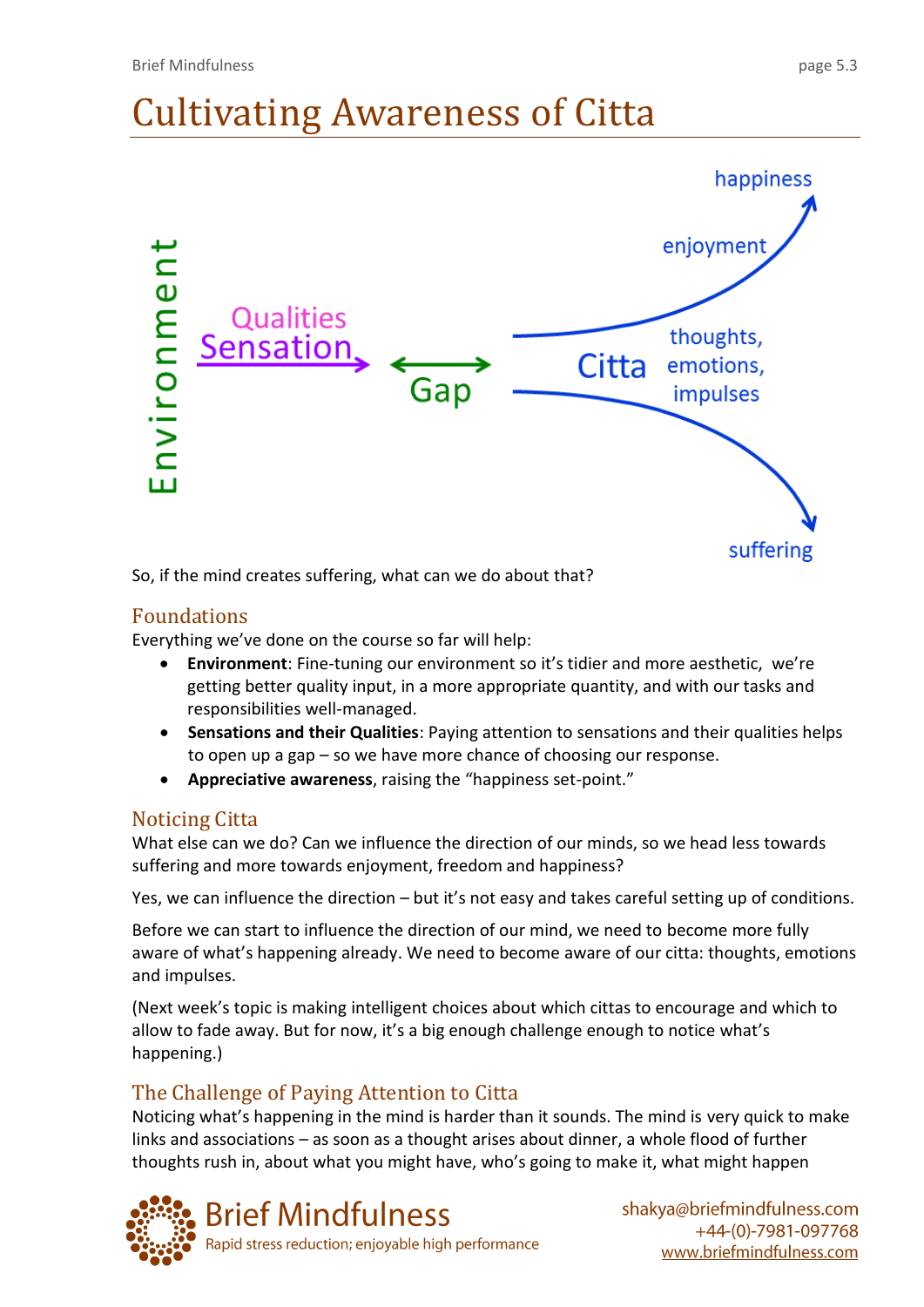# Cultivating Awareness of Citta

Environment

Qualities
Sensation → ↔ Gap

Citta — thoughts, emotions, impulses

enjoyment → happiness

suffering

So, if the mind creates suffering, what can we do about that?

## Foundations

Everything we've done on the course so far will help:

- **Environment**: Fine-tuning our environment so it's tidier and more aesthetic, we're getting better quality input, in a more appropriate quantity, and with our tasks and responsibilities well-managed.
- **Sensations and their Qualities**: Paying attention to sensations and their qualities helps to open up a gap – so we have more chance of choosing our response.
- **Appreciative awareness**, raising the "happiness set-point."

## Noticing Citta

What else can we do? Can we influence the direction of our minds, so we head less towards suffering and more towards enjoyment, freedom and happiness?

Yes, we can influence the direction – but it's not easy and takes careful setting up of conditions.

Before we can start to influence the direction of our mind, we need to become more fully aware of what's happening already. We need to become aware of our citta: thoughts, emotions and impulses.

(Next week's topic is making intelligent choices about which cittas to encourage and which to allow to fade away. But for now, it's a big enough challenge enough to notice what's happening.)

## The Challenge of Paying Attention to Citta

Noticing what's happening in the mind is harder than it sounds. The mind is very quick to make links and associations – as soon as a thought arises about dinner, a whole flood of further thoughts rush in, about what you might have, who's going to make it, what might happen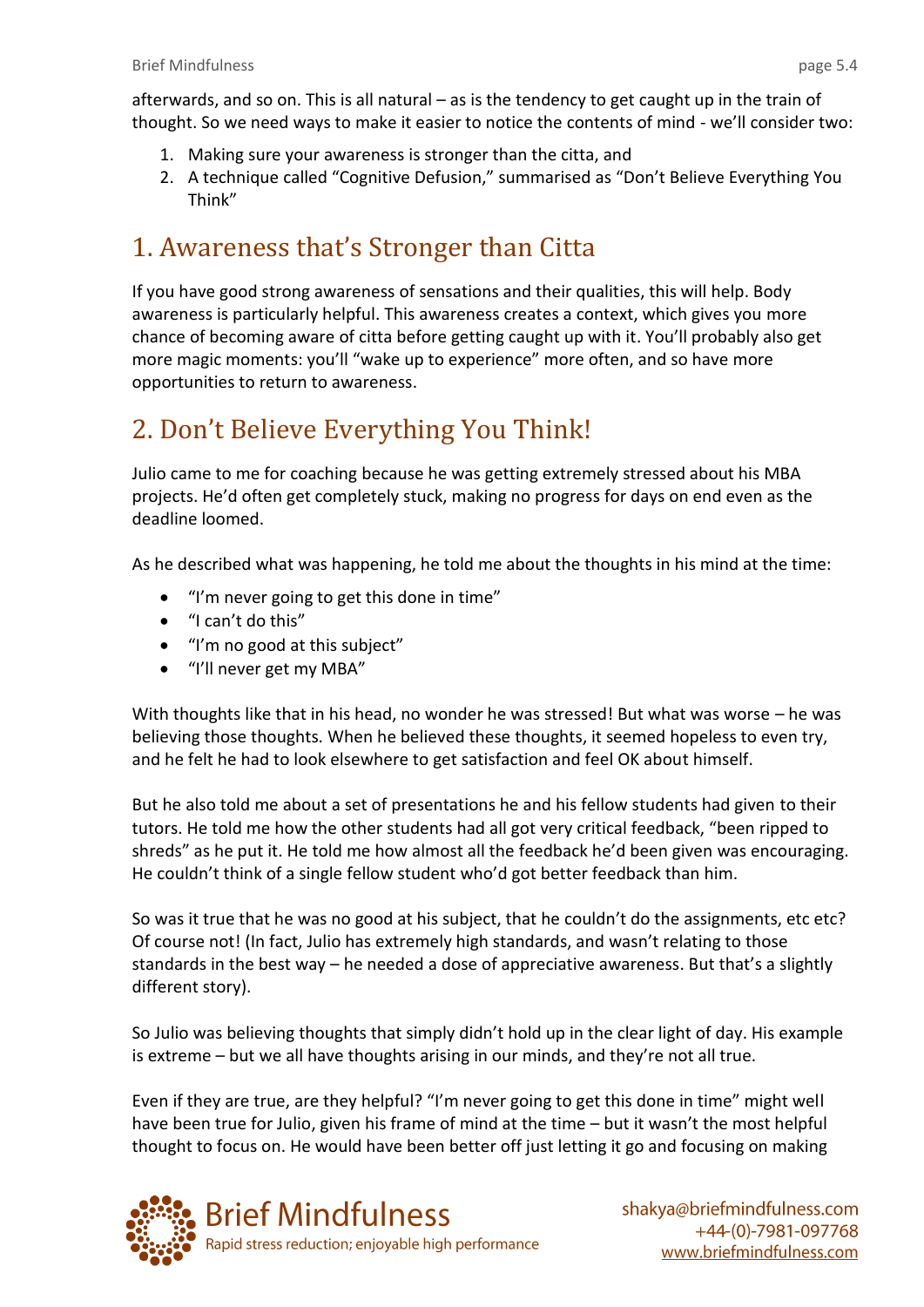afterwards, and so on. This is all natural – as is the tendency to get caught up in the train of thought. So we need ways to make it easier to notice the contents of mind - we'll consider two:

1. Making sure your awareness is stronger than the citta, and
2. A technique called "Cognitive Defusion," summarised as "Don't Believe Everything You Think"

## 1. Awareness that's Stronger than Citta

If you have good strong awareness of sensations and their qualities, this will help. Body awareness is particularly helpful. This awareness creates a context, which gives you more chance of becoming aware of citta before getting caught up with it. You'll probably also get more magic moments: you'll "wake up to experience" more often, and so have more opportunities to return to awareness.

## 2. Don't Believe Everything You Think!

Julio came to me for coaching because he was getting extremely stressed about his MBA projects. He'd often get completely stuck, making no progress for days on end even as the deadline loomed.

As he described what was happening, he told me about the thoughts in his mind at the time:

- "I'm never going to get this done in time"
- "I can't do this"
- "I'm no good at this subject"
- "I'll never get my MBA"

With thoughts like that in his head, no wonder he was stressed! But what was worse – he was believing those thoughts. When he believed these thoughts, it seemed hopeless to even try, and he felt he had to look elsewhere to get satisfaction and feel OK about himself.

But he also told me about a set of presentations he and his fellow students had given to their tutors. He told me how the other students had all got very critical feedback, "been ripped to shreds" as he put it. He told me how almost all the feedback he'd been given was encouraging. He couldn't think of a single fellow student who'd got better feedback than him.

So was it true that he was no good at his subject, that he couldn't do the assignments, etc etc? Of course not! (In fact, Julio has extremely high standards, and wasn't relating to those standards in the best way – he needed a dose of appreciative awareness. But that's a slightly different story).

So Julio was believing thoughts that simply didn't hold up in the clear light of day. His example is extreme – but we all have thoughts arising in our minds, and they're not all true.

Even if they are true, are they helpful? "I'm never going to get this done in time" might well have been true for Julio, given his frame of mind at the time – but it wasn't the most helpful thought to focus on. He would have been better off just letting it go and focusing on making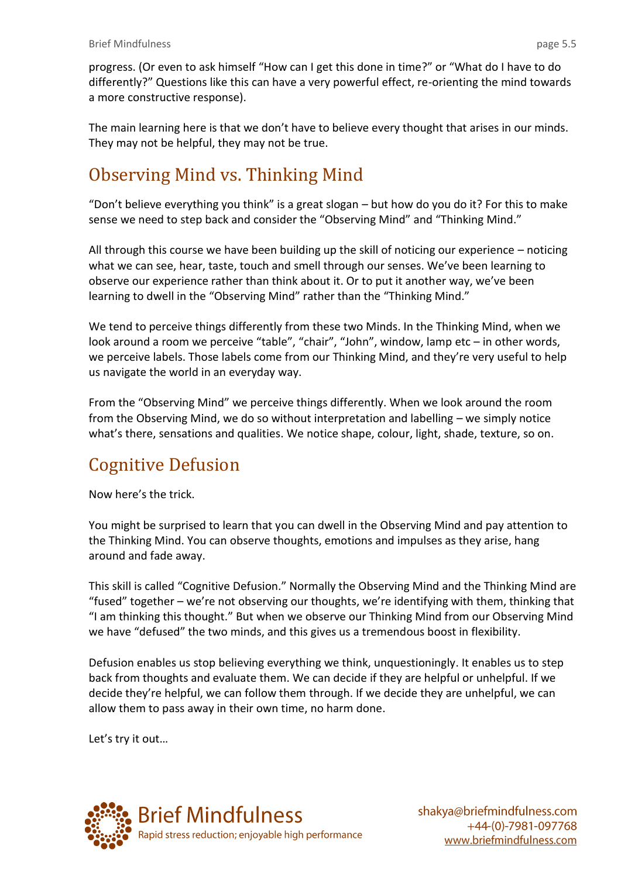progress. (Or even to ask himself "How can I get this done in time?" or "What do I have to do differently?" Questions like this can have a very powerful effect, re-orienting the mind towards a more constructive response).

The main learning here is that we don't have to believe every thought that arises in our minds. They may not be helpful, they may not be true.

## Observing Mind vs. Thinking Mind

"Don't believe everything you think" is a great slogan – but how do you do it? For this to make sense we need to step back and consider the "Observing Mind" and "Thinking Mind."

All through this course we have been building up the skill of noticing our experience – noticing what we can see, hear, taste, touch and smell through our senses. We've been learning to observe our experience rather than think about it. Or to put it another way, we've been learning to dwell in the "Observing Mind" rather than the "Thinking Mind."

We tend to perceive things differently from these two Minds. In the Thinking Mind, when we look around a room we perceive "table", "chair", "John", window, lamp etc – in other words, we perceive labels. Those labels come from our Thinking Mind, and they're very useful to help us navigate the world in an everyday way.

From the "Observing Mind" we perceive things differently. When we look around the room from the Observing Mind, we do so without interpretation and labelling – we simply notice what's there, sensations and qualities. We notice shape, colour, light, shade, texture, so on.

## Cognitive Defusion

Now here's the trick.

You might be surprised to learn that you can dwell in the Observing Mind and pay attention to the Thinking Mind. You can observe thoughts, emotions and impulses as they arise, hang around and fade away.

This skill is called "Cognitive Defusion." Normally the Observing Mind and the Thinking Mind are "fused" together – we're not observing our thoughts, we're identifying with them, thinking that "I am thinking this thought." But when we observe our Thinking Mind from our Observing Mind we have "defused" the two minds, and this gives us a tremendous boost in flexibility.

Defusion enables us stop believing everything we think, unquestioningly. It enables us to step back from thoughts and evaluate them. We can decide if they are helpful or unhelpful. If we decide they're helpful, we can follow them through. If we decide they are unhelpful, we can allow them to pass away in their own time, no harm done.

Let's try it out…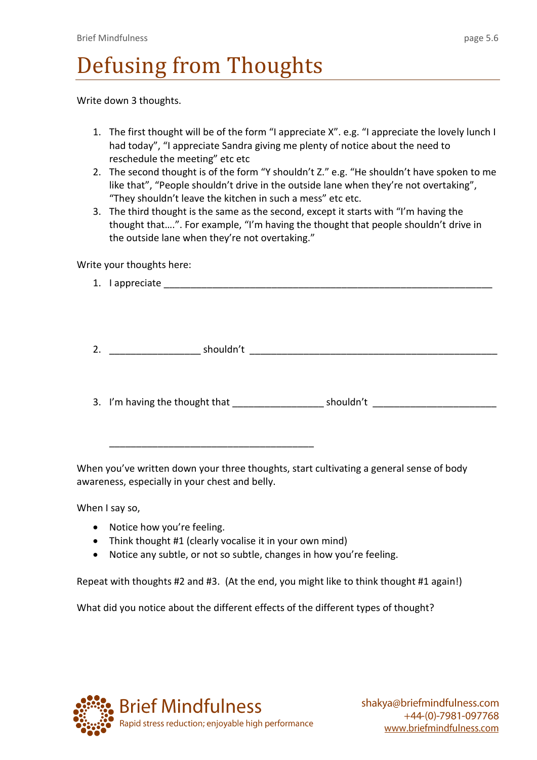# Defusing from Thoughts

Write down 3 thoughts.

1. The first thought will be of the form "I appreciate X". e.g. "I appreciate the lovely lunch I had today", "I appreciate Sandra giving me plenty of notice about the need to reschedule the meeting" etc etc
2. The second thought is of the form "Y shouldn't Z." e.g. "He shouldn't have spoken to me like that", "People shouldn't drive in the outside lane when they're not overtaking", "They shouldn't leave the kitchen in such a mess" etc etc.
3. The third thought is the same as the second, except it starts with "I'm having the thought that….". For example, "I'm having the thought that people shouldn't drive in the outside lane when they're not overtaking."

Write your thoughts here:

1. I appreciate ______________________________________________________________

2. ________________ shouldn't ____________________________________________

3. I'm having the thought that ________________ shouldn't ______________________

   ____________________________________

When you've written down your three thoughts, start cultivating a general sense of body awareness, especially in your chest and belly.

When I say so,

- Notice how you're feeling.
- Think thought #1 (clearly vocalise it in your own mind)
- Notice any subtle, or not so subtle, changes in how you're feeling.

Repeat with thoughts #2 and #3. (At the end, you might like to think thought #1 again!)

What did you notice about the different effects of the different types of thought?

Brief Mindfulness
Rapid stress reduction; enjoyable high performance

shakya@briefmindfulness.com
+44-(0)-7981-097768
www.briefmindfulness.com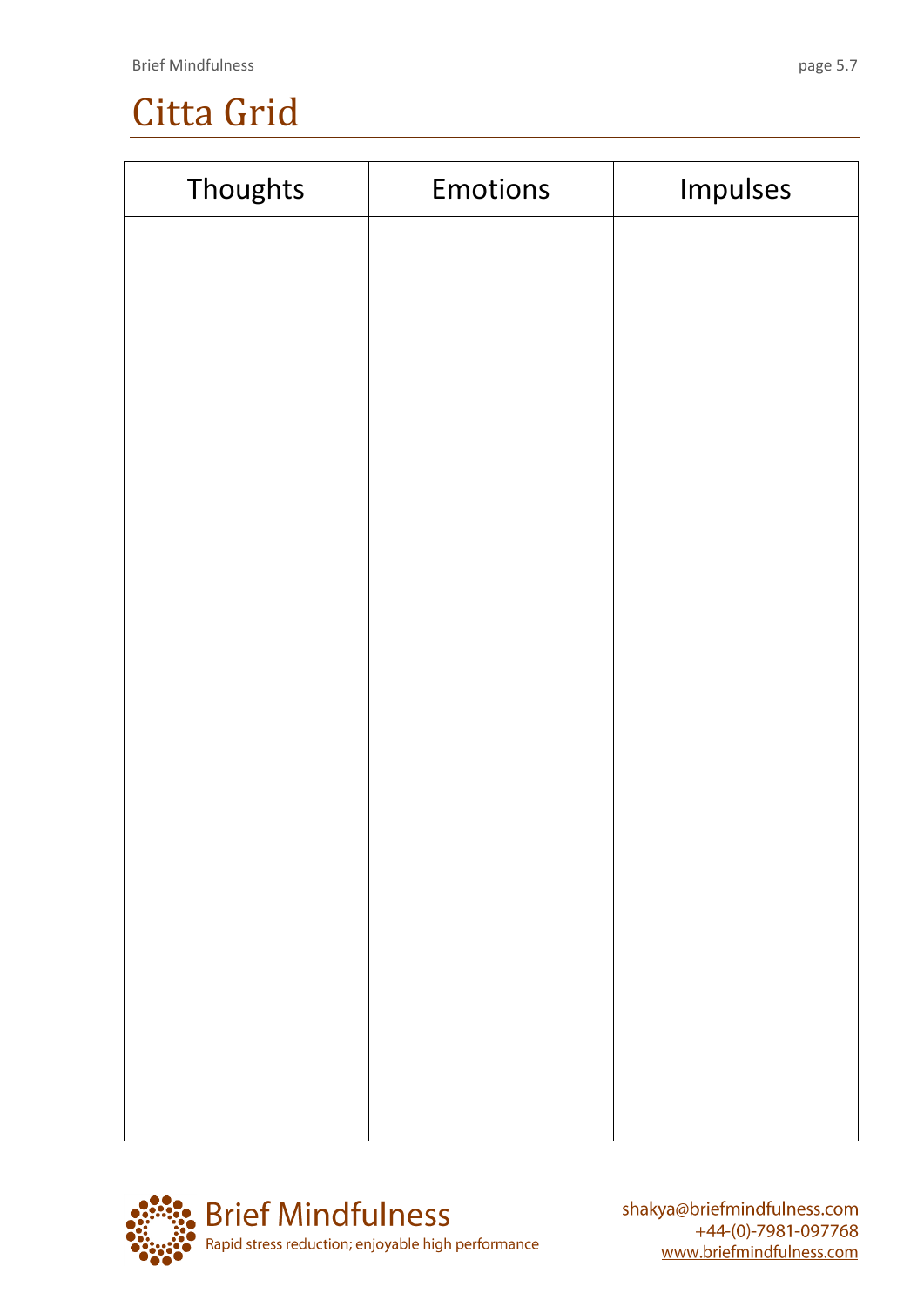# Citta Grid

| Thoughts | Emotions | Impulses |
| --- | --- | --- |
| | | |

Brief Mindfulness

Rapid stress reduction; enjoyable high performance

shakya@briefmindfulness.com
+44-(0)-7981-097768
www.briefmindfulness.com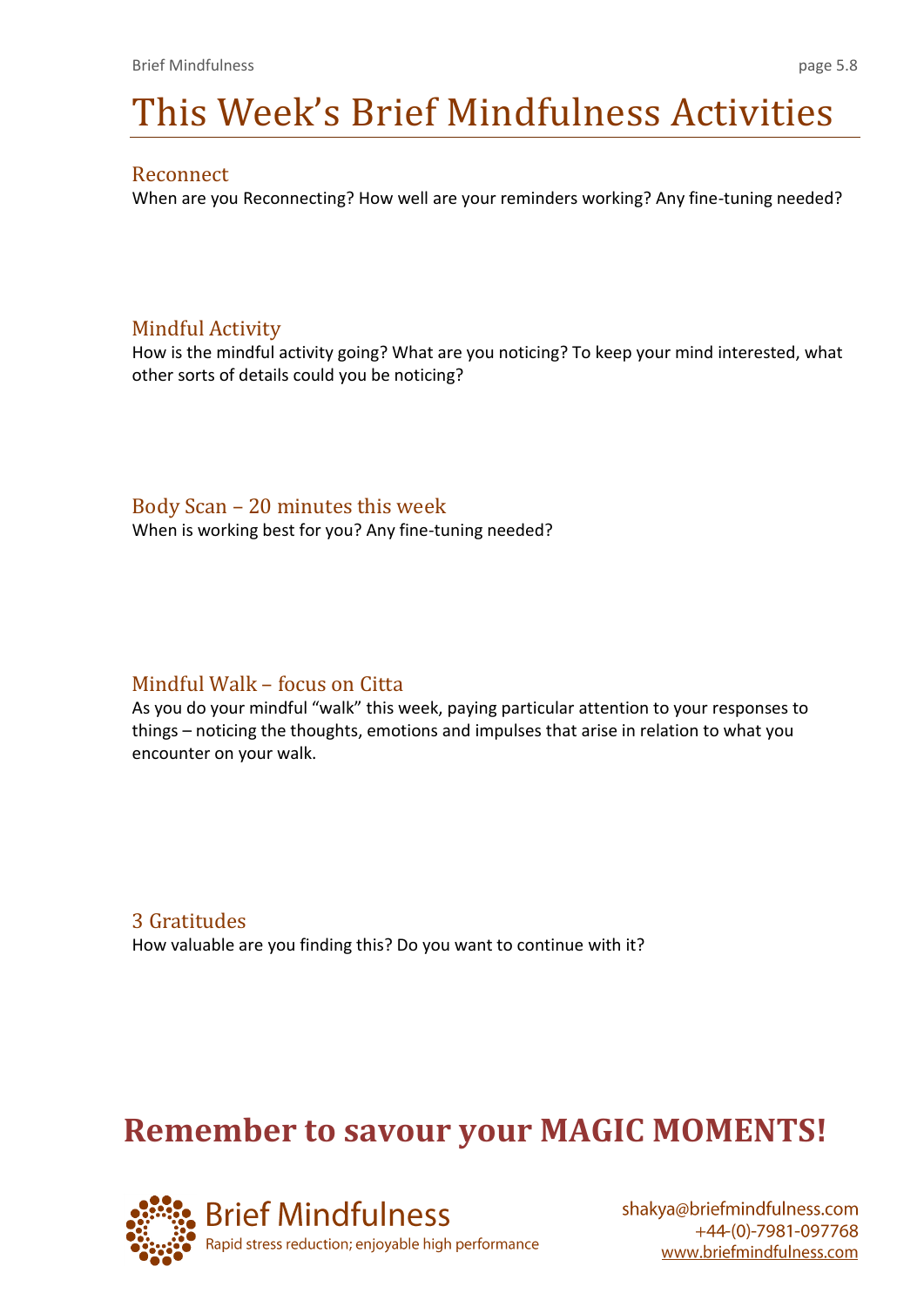# This Week's Brief Mindfulness Activities

## Reconnect

When are you Reconnecting? How well are your reminders working? Any fine-tuning needed?

## Mindful Activity

How is the mindful activity going? What are you noticing? To keep your mind interested, what other sorts of details could you be noticing?

## Body Scan – 20 minutes this week

When is working best for you? Any fine-tuning needed?

## Mindful Walk – focus on Citta

As you do your mindful "walk" this week, paying particular attention to your responses to things – noticing the thoughts, emotions and impulses that arise in relation to what you encounter on your walk.

## 3 Gratitudes

How valuable are you finding this? Do you want to continue with it?

**Remember to savour your MAGIC MOMENTS!**

Brief Mindfulness
Rapid stress reduction; enjoyable high performance

shakya@briefmindfulness.com
+44-(0)-7981-097768
www.briefmindfulness.com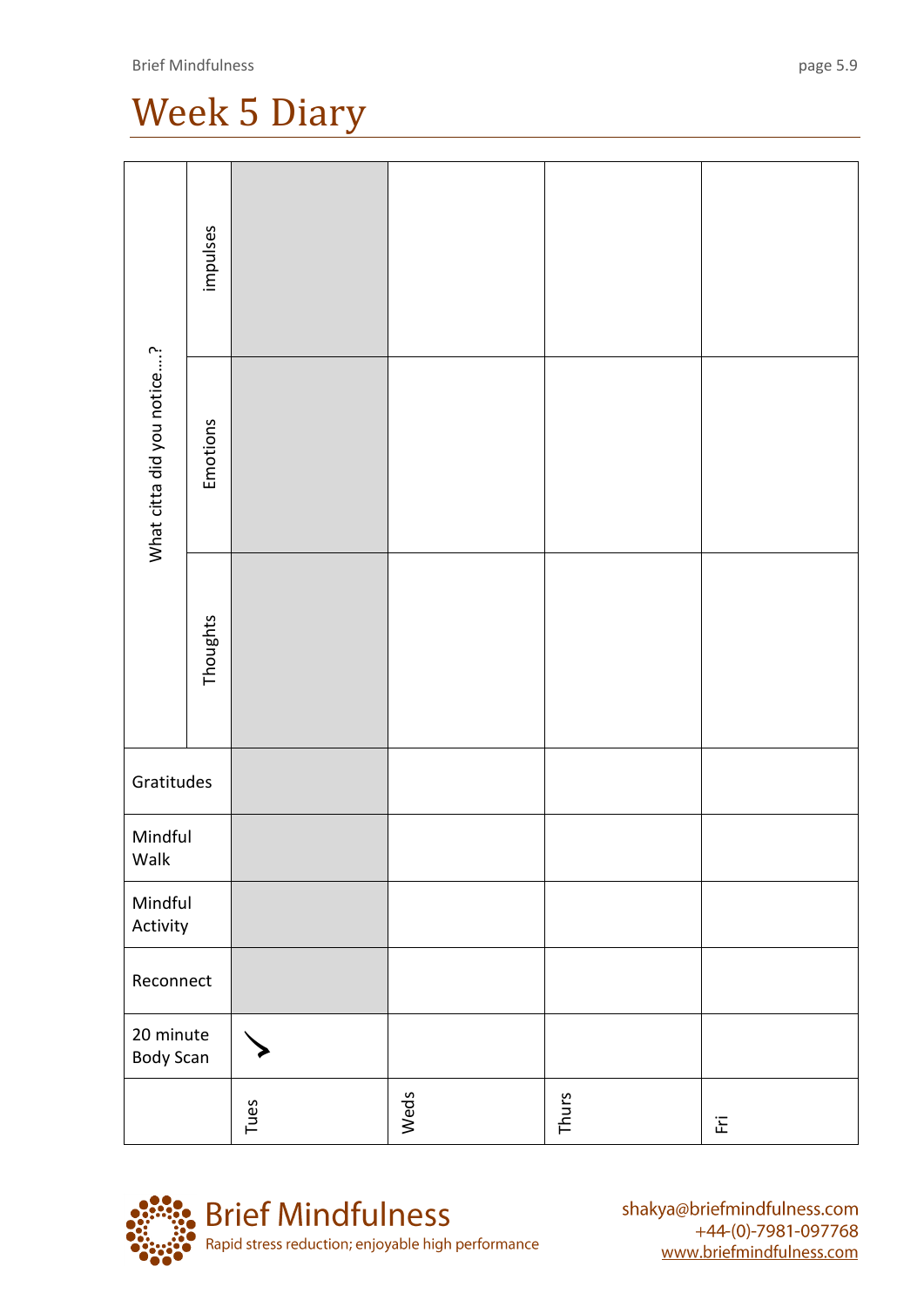# Week 5 Diary

| | | Tues | Weds | Thurs | Fri |
|---|---|---|---|---|---|
| What citta did you notice....? | impulses | | | | |
| | Emotions | | | | |
| | Thoughts | | | | |
| Gratitudes | | | | | |
| Mindful Walk | | | | | |
| Mindful Activity | | | | | |
| Reconnect | | | | | |
| 20 minute Body Scan | | ✓ | | | |

**Brief Mindfulness**
Rapid stress reduction; enjoyable high performance

shakya@briefmindfulness.com
+44-(0)-7981-097768
www.briefmindfulness.com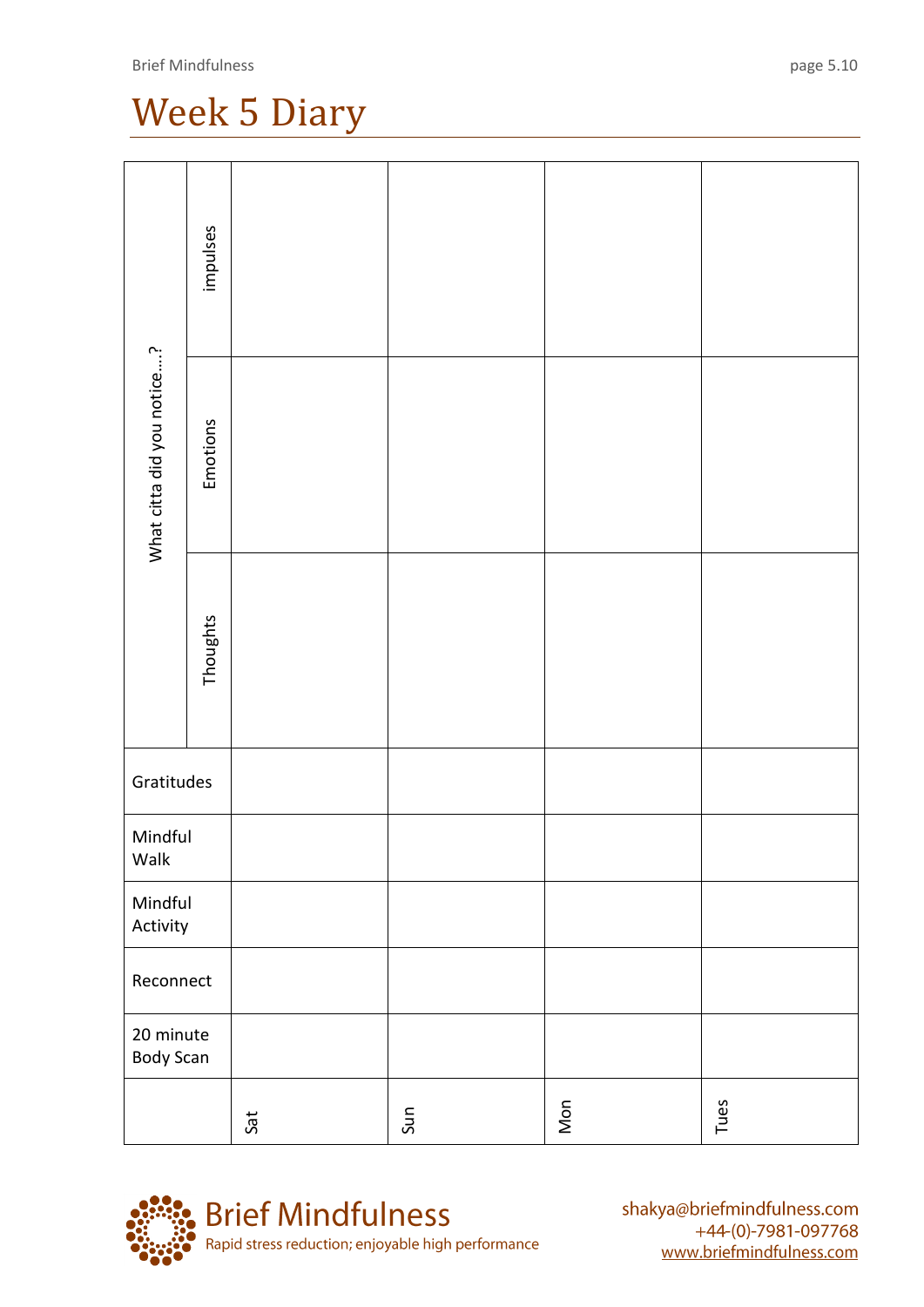# Week 5 Diary

| | | Sat | Sun | Mon | Tues |
|---|---|---|---|---|---|
| What citta did you notice....? | impulses | | | | |
| | Emotions | | | | |
| | Thoughts | | | | |
| Gratitudes | | | | | |
| Mindful Walk | | | | | |
| Mindful Activity | | | | | |
| Reconnect | | | | | |
| 20 minute Body Scan | | | | | |

Brief Mindfulness
Rapid stress reduction; enjoyable high performance

shakya@briefmindfulness.com
+44-(0)-7981-097768
www.briefmindfulness.com